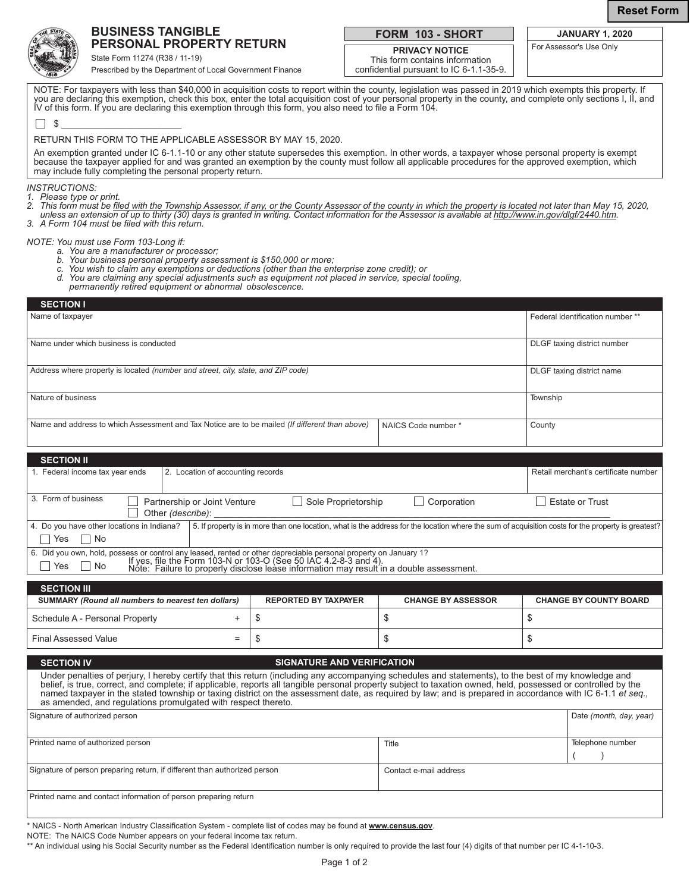Reset Form

# BUSINESS TANGIBLE PERSONAL PROPERTY RETURN

State Form 11274 (R38 / 11-19)
Prescribed by the Department of Local Government Finance

**FORM 103 - SHORT**

**PRIVACY NOTICE**
This form contains information confidential pursuant to IC 6-1.1-35-9.

**JANUARY 1, 2020**
For Assessor's Use Only

NOTE: For taxpayers with less than $40,000 in acquisition costs to report within the county, legislation was passed in 2019 which exempts this property. If you are declaring this exemption, check this box, enter the total acquisition cost of your personal property in the county, and complete only sections I, II, and IV of this form. If you are declaring this exemption through this form, you also need to file a Form 104.

☐ $ ____________________

RETURN THIS FORM TO THE APPLICABLE ASSESSOR BY MAY 15, 2020.

An exemption granted under IC 6-1.1-10 or any other statute supersedes this exemption. In other words, a taxpayer whose personal property is exempt because the taxpayer applied for and was granted an exemption by the county must follow all applicable procedures for the approved exemption, which may include fully completing the personal property return.

*INSTRUCTIONS:*
1. *Please type or print.*
2. *This form must be filed with the Township Assessor, if any, or the County Assessor of the county in which the property is located not later than May 15, 2020, unless an extension of up to thirty (30) days is granted in writing. Contact information for the Assessor is available at http://www.in.gov/dlgf/2440.htm.*
3. *A Form 104 must be filed with this return.*

*NOTE: You must use Form 103-Long if:*
- *a. You are a manufacturer or processor;*
- *b. Your business personal property assessment is $150,000 or more;*
- *c. You wish to claim any exemptions or deductions (other than the enterprise zone credit); or*
- *d. You are claiming any special adjustments such as equipment not placed in service, special tooling, permanently retired equipment or abnormal obsolescence.*

## SECTION I

| Name of taxpayer | | Federal identification number ** |
|---|---|---|
| Name under which business is conducted | | DLGF taxing district number |
| Address where property is located *(number and street, city, state, and ZIP code)* | | DLGF taxing district name |
| Nature of business | | Township |
| Name and address to which Assessment and Tax Notice are to be mailed *(If different than above)* | NAICS Code number * | County |

## SECTION II

| 1. Federal income tax year ends | 2. Location of accounting records | Retail merchant's certificate number |
|---|---|---|

3. Form of business: ☐ Partnership or Joint Venture ☐ Sole Proprietorship ☐ Corporation ☐ Estate or Trust ☐ Other *(describe)*: ____________________

4. Do you have other locations in Indiana? ☐ Yes ☐ No

5. If property is in more than one location, what is the address for the location where the sum of acquisition costs for the property is greatest?

6. Did you own, hold, possess or control any leased, rented or other depreciable personal property on January 1? ☐ Yes ☐ No
If yes, file the Form 103-N or 103-O (See 50 IAC 4.2-8-3 and 4).
Note: Failure to properly disclose lease information may result in a double assessment.

## SECTION III

| SUMMARY *(Round all numbers to nearest ten dollars)* | | REPORTED BY TAXPAYER | CHANGE BY ASSESSOR | CHANGE BY COUNTY BOARD |
|---|---|---|---|---|
| Schedule A - Personal Property | + | $ | $ | $ |
| Final Assessed Value | = | $ | $ | $ |

## SECTION IV — SIGNATURE AND VERIFICATION

Under penalties of perjury, I hereby certify that this return (including any accompanying schedules and statements), to the best of my knowledge and belief, is true, correct, and complete; if applicable, reports all tangible personal property subject to taxation owned, held, possessed or controlled by the named taxpayer in the stated township or taxing district on the assessment date, as required by law; and is prepared in accordance with IC 6-1.1 *et seq.*, as amended, and regulations promulgated with respect thereto.

| Signature of authorized person | | Date *(month, day, year)* |
|---|---|---|
| Printed name of authorized person | Title | Telephone number ( ) |
| Signature of person preparing return, if different than authorized person | Contact e-mail address | |
| Printed name and contact information of person preparing return | | |

\* NAICS - North American Industry Classification System - complete list of codes may be found at **www.census.gov**.
NOTE: The NAICS Code Number appears on your federal income tax return.
\*\* An individual using his Social Security number as the Federal Identification number is only required to provide the last four (4) digits of that number per IC 4-1-10-3.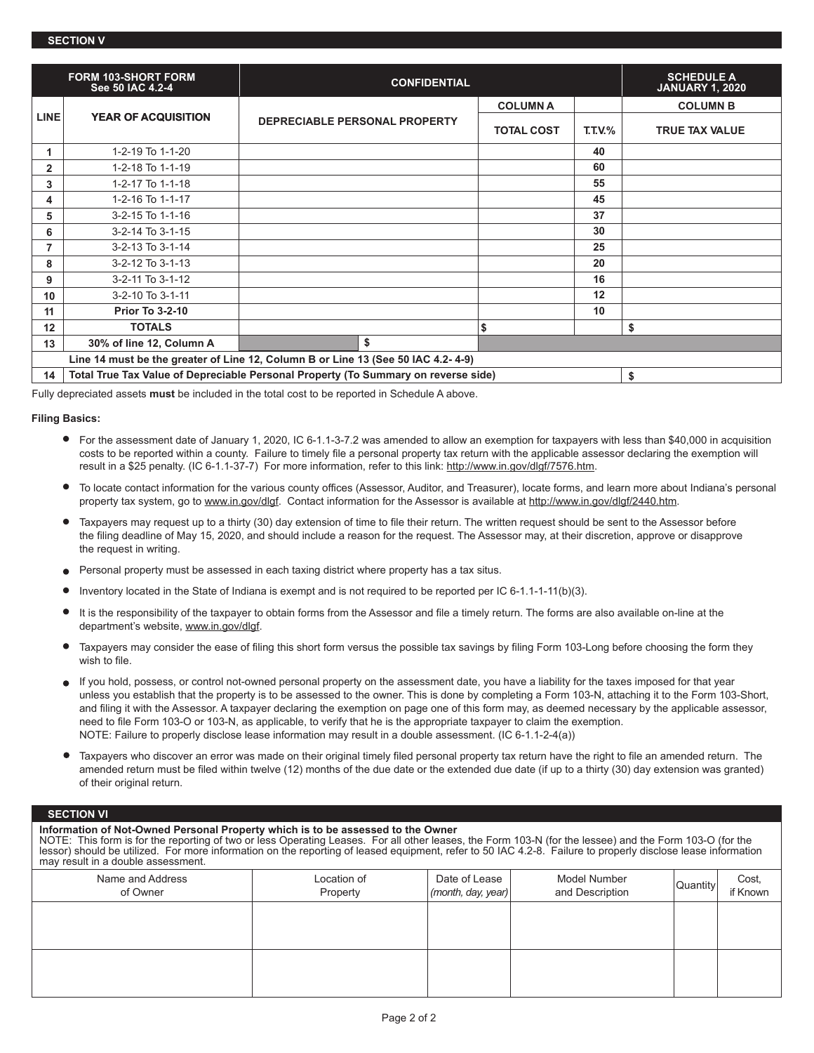## SECTION V

| FORM 103-SHORT FORM See 50 IAC 4.2-4 | | CONFIDENTIAL | | | SCHEDULE A JANUARY 1, 2020 |
|---|---|---|---|---|---|
| LINE | YEAR OF ACQUISITION | DEPRECIABLE PERSONAL PROPERTY | COLUMN A | | COLUMN B |
| | | | TOTAL COST | T.T.V.% | TRUE TAX VALUE |
| 1 | 1-2-19 To 1-1-20 | | | 40 | |
| 2 | 1-2-18 To 1-1-19 | | | 60 | |
| 3 | 1-2-17 To 1-1-18 | | | 55 | |
| 4 | 1-2-16 To 1-1-17 | | | 45 | |
| 5 | 3-2-15 To 1-1-16 | | | 37 | |
| 6 | 3-2-14 To 3-1-15 | | | 30 | |
| 7 | 3-2-13 To 3-1-14 | | | 25 | |
| 8 | 3-2-12 To 3-1-13 | | | 20 | |
| 9 | 3-2-11 To 3-1-12 | | | 16 | |
| 10 | 3-2-10 To 3-1-11 | | | 12 | |
| 11 | **Prior To 3-2-10** | | | 10 | |
| 12 | **TOTALS** | | $ | | $ |
| 13 | **30% of line 12, Column A** | $ | | | |
| | **Line 14 must be the greater of Line 12, Column B or Line 13 (See 50 IAC 4.2- 4-9)** | | | | |
| 14 | **Total True Tax Value of Depreciable Personal Property (To Summary on reverse side)** | | | | $ |

Fully depreciated assets **must** be included in the total cost to be reported in Schedule A above.

**Filing Basics:**

- For the assessment date of January 1, 2020, IC 6-1.1-3-7.2 was amended to allow an exemption for taxpayers with less than $40,000 in acquisition costs to be reported within a county. Failure to timely file a personal property tax return with the applicable assessor declaring the exemption will result in a $25 penalty. (IC 6-1.1-37-7) For more information, refer to this link: http://www.in.gov/dlgf/7576.htm.
- To locate contact information for the various county offices (Assessor, Auditor, and Treasurer), locate forms, and learn more about Indiana's personal property tax system, go to www.in.gov/dlgf. Contact information for the Assessor is available at http://www.in.gov/dlgf/2440.htm.
- Taxpayers may request up to a thirty (30) day extension of time to file their return. The written request should be sent to the Assessor before the filing deadline of May 15, 2020, and should include a reason for the request. The Assessor may, at their discretion, approve or disapprove the request in writing.
- Personal property must be assessed in each taxing district where property has a tax situs.
- Inventory located in the State of Indiana is exempt and is not required to be reported per IC 6-1.1-1-11(b)(3).
- It is the responsibility of the taxpayer to obtain forms from the Assessor and file a timely return. The forms are also available on-line at the department's website, www.in.gov/dlgf.
- Taxpayers may consider the ease of filing this short form versus the possible tax savings by filing Form 103-Long before choosing the form they wish to file.
- If you hold, possess, or control not-owned personal property on the assessment date, you have a liability for the taxes imposed for that year unless you establish that the property is to be assessed to the owner. This is done by completing a Form 103-N, attaching it to the Form 103-Short, and filing it with the Assessor. A taxpayer declaring the exemption on page one of this form may, as deemed necessary by the applicable assessor, need to file Form 103-O or 103-N, as applicable, to verify that he is the appropriate taxpayer to claim the exemption.
  NOTE: Failure to properly disclose lease information may result in a double assessment. (IC 6-1.1-2-4(a))
- Taxpayers who discover an error was made on their original timely filed personal property tax return have the right to file an amended return. The amended return must be filed within twelve (12) months of the due date or the extended due date (if up to a thirty (30) day extension was granted) of their original return.

## SECTION VI

**Information of Not-Owned Personal Property which is to be assessed to the Owner**

NOTE: This form is for the reporting of two or less Operating Leases. For all other leases, the Form 103-N (for the lessee) and the Form 103-O (for the lessor) should be utilized. For more information on the reporting of leased equipment, refer to 50 IAC 4.2-8. Failure to properly disclose lease information may result in a double assessment.

| Name and Address of Owner | Location of Property | Date of Lease *(month, day, year)* | Model Number and Description | Quantity | Cost, if Known |
|---|---|---|---|---|---|
| | | | | | |
| | | | | | |